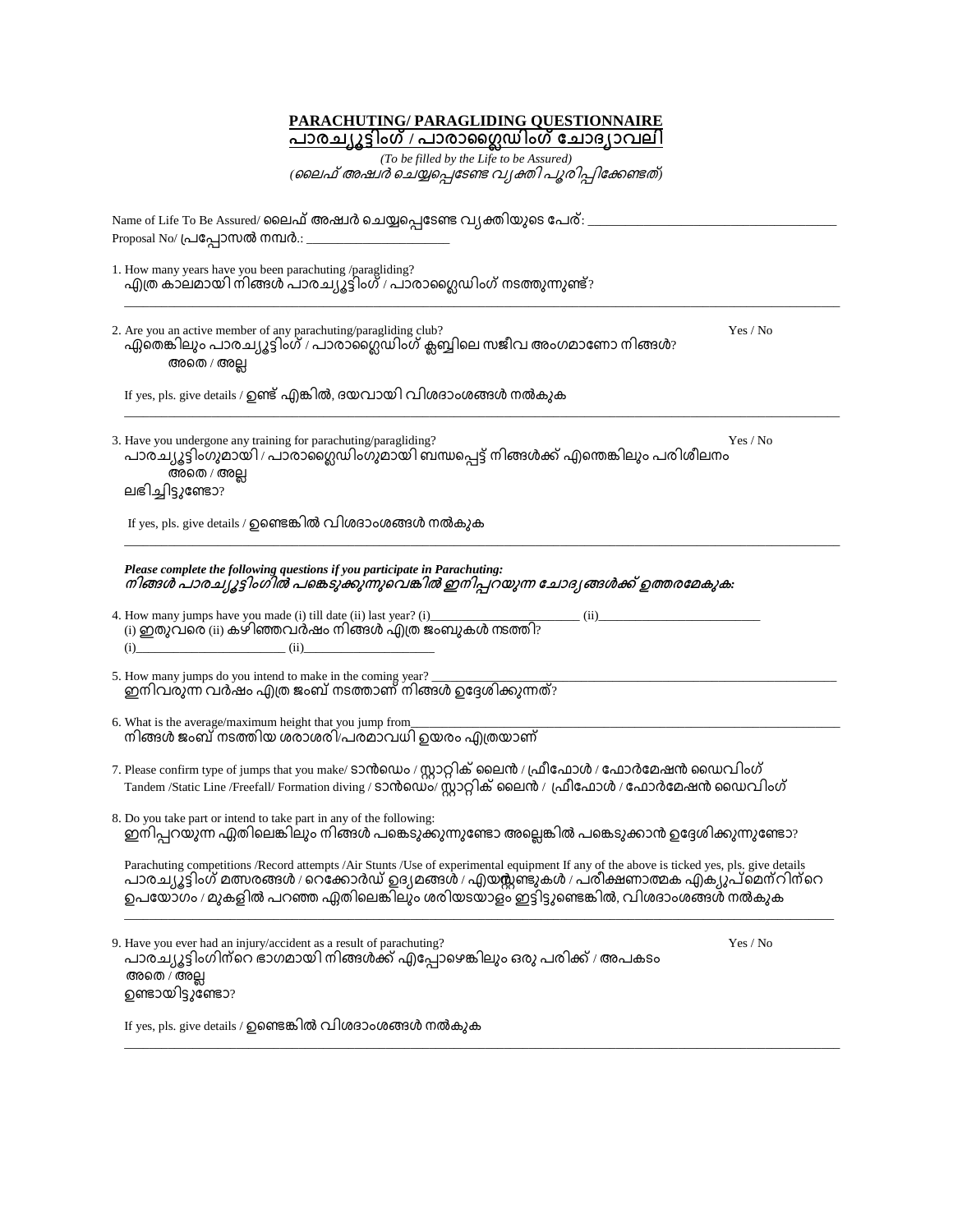# PARACHUTING/ PARAGLIDING QUESTIONNAIRE

## പാരച്യൂട്ടിംഗ് / പാരാഗ്ലൈഡിംഗ് ചോദ്യാവലി

*(To be filled by the Life to be Assured)*
*(ലൈഫ് അഷ്വർ ചെയ്യപ്പെടേണ്ട വ്യക്തി പൂരിപ്പിക്കേണ്ടത്)*

Name of Life To Be Assured/ ലൈഫ് അഷ്വർ ചെയ്യപ്പെടേണ്ട വ്യക്തിയുടെ പേര്: ___________________________________

Proposal No/ പ്രപ്പോസൽ നമ്പർ.: ______________________

1. How many years have you been parachuting /paragliding?
എത്ര കാലമായി നിങ്ങൾ പാരച്യൂട്ടിംഗ് / പാരാഗ്ലൈഡിംഗ് നടത്തുന്നുണ്ട്?
_______________________________________________________________________________

2. Are you an active member of any parachuting/paragliding club? Yes / No
ഏതെങ്കിലും പാരച്യൂട്ടിംഗ് / പാരാഗ്ലൈഡിംഗ് ക്ലബ്ബിലെ സജീവ അംഗമാണോ നിങ്ങൾ? അതെ / അല്ല

   If yes, pls. give details / ഉണ്ട് എങ്കിൽ, ദയവായി വിശദാംശങ്ങൾ നൽകുക
_______________________________________________________________________________

3. Have you undergone any training for parachuting/paragliding? Yes / No
പാരച്യൂട്ടിംഗുമായി / പാരാഗ്ലൈഡിംഗുമായി ബന്ധപ്പെട്ട് നിങ്ങൾക്ക് എന്തെങ്കിലും പരിശീലനം ലഭിച്ചിട്ടുണ്ടോ? അതെ / അല്ല

   If yes, pls. give details / ഉണ്ടെങ്കിൽ വിശദാംശങ്ങൾ നൽകുക
_______________________________________________________________________________

***Please complete the following questions if you participate in Parachuting:***
***നിങ്ങൾ പാരച്യൂട്ടിംഗിൽ പങ്കെടുക്കുന്നുവെങ്കിൽ ഇനിപ്പറയുന്ന ചോദ്യങ്ങൾക്ക് ഉത്തരമേകുക:***

4. How many jumps have you made (i) till date (ii) last year? (i)________________________ (ii)__________________________
(i) ഇതുവരെ (ii) കഴിഞ്ഞവർഷം നിങ്ങൾ എത്ര ജംബുകൾ നടത്തി?
(i)________________________ (ii)____________________

5. How many jumps do you intend to make in the coming year? ______________________________________________
ഇനിവരുന്ന വർഷം എത്ര ജംബ് നടത്താണ് നിങ്ങൾ ഉദ്ദേശിക്കുന്നത്?

6. What is the average/maximum height that you jump from_______________________________________________
നിങ്ങൾ ജംബ് നടത്തിയ ശരാശരി/പരമാവധി ഉയരം എത്രയാണ്

7. Please confirm type of jumps that you make/ ടാൻഡെം / സ്റ്റാറ്റിക് ലൈൻ / ഫ്രീഫോൾ / ഫോർമേഷൻ ഡൈവിംഗ്
Tandem /Static Line /Freefall/ Formation diving / ടാൻഡെം/ സ്റ്റാറ്റിക് ലൈൻ / ഫ്രീഫോൾ / ഫോർമേഷൻ ഡൈവിംഗ്

8. Do you take part or intend to take part in any of the following:
ഇനിപ്പറയുന്ന ഏതിലെങ്കിലും നിങ്ങൾ പങ്കെടുക്കുന്നുണ്ടോ അല്ലെങ്കിൽ പങ്കെടുക്കാൻ ഉദ്ദേശിക്കുന്നുണ്ടോ?

   Parachuting competitions /Record attempts /Air Stunts /Use of experimental equipment If any of the above is ticked yes, pls. give details
   പാരച്യൂട്ടിംഗ് മത്സരങ്ങൾ / റെക്കോർഡ് ഉദ്യമങ്ങൾ / എയർസ്റ്റണ്ടുകൾ / പരീക്ഷണാത്മക എക്യുപ്മെന്റിന്റെ ഉപയോഗം / മുകളിൽ പറഞ്ഞ ഏതിലെങ്കിലും ശരിയടയാളം ഇട്ടിട്ടുണ്ടെങ്കിൽ, വിശദാംശങ്ങൾ നൽകുക
_______________________________________________________________________________

9. Have you ever had an injury/accident as a result of parachuting? Yes / No
പാരച്യൂട്ടിംഗിന്റെ ഭാഗമായി നിങ്ങൾക്ക് എപ്പോഴെങ്കിലും ഒരു പരിക്ക് / അപകടം ഉണ്ടായിട്ടുണ്ടോ? അതെ / അല്ല

   If yes, pls. give details / ഉണ്ടെങ്കിൽ വിശദാംശങ്ങൾ നൽകുക
_______________________________________________________________________________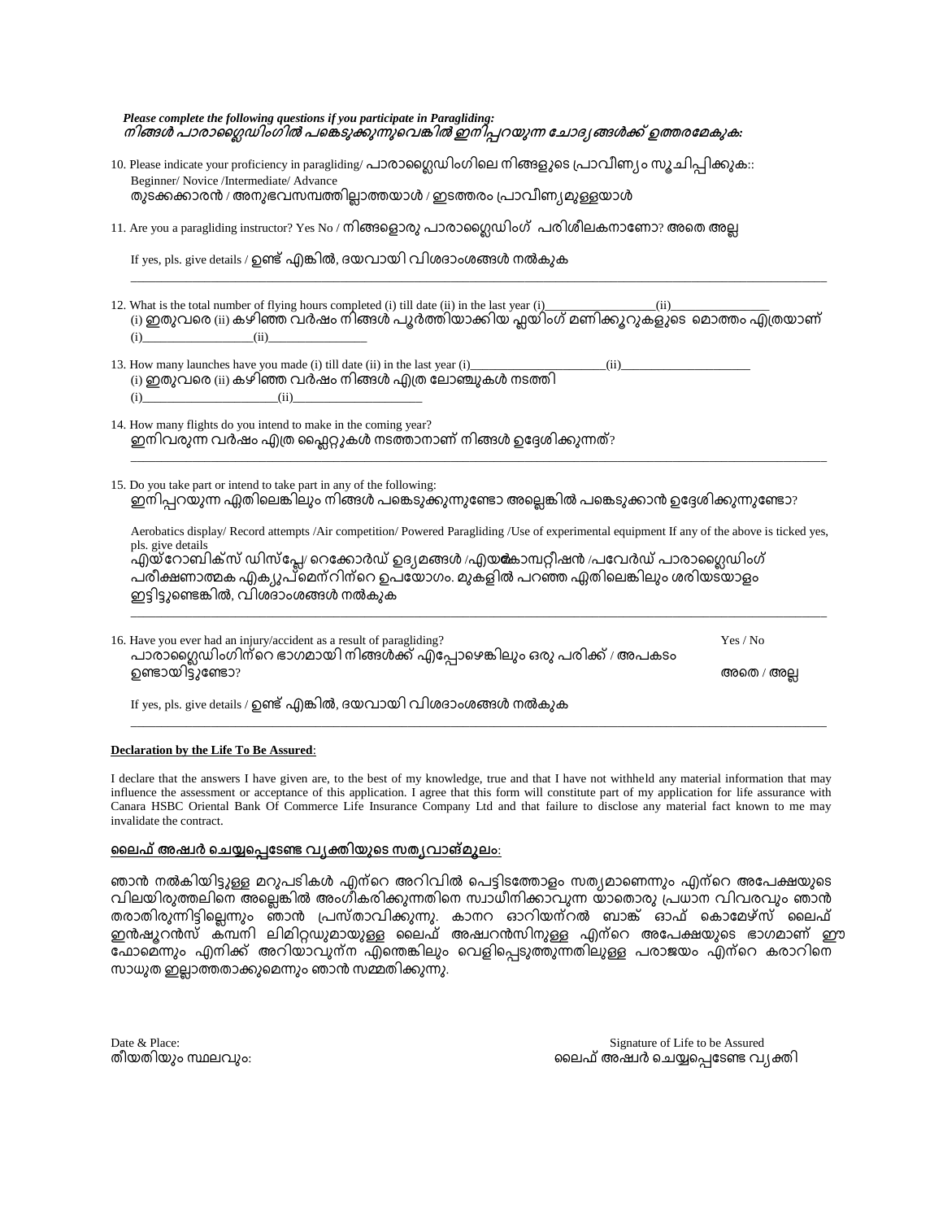***Please complete the following questions if you participate in Paragliding:***
***നിങ്ങൾ പാരാഗ്ലൈഡിംഗിൽ പങ്കെടുക്കുന്നുവെങ്കിൽ ഇനിപ്പറയുന്ന ചോദ്യങ്ങൾക്ക് ഉത്തരമേകുക:***

10. Please indicate your proficiency in paragliding/ പാരാഗ്ലൈഡിംഗിലെ നിങ്ങളുടെ പ്രാവീണ്യം സൂചിപ്പിക്കുക::
    Beginner/ Novice /Intermediate/ Advance
    തുടക്കക്കാരൻ / അനുഭവസമ്പത്തില്ലാത്തയാൾ / ഇടത്തരം പ്രാവീണ്യമുള്ളയാൾ

11. Are you a paragliding instructor? Yes No / നിങ്ങളൊരു പാരാഗ്ലൈഡിംഗ് പരിശീലകനാണോ? അതെ അല്ല

    If yes, pls. give details / ഉണ്ട് എങ്കിൽ, ദയവായി വിശദാംശങ്ങൾ നൽകുക

    ___________________________________________________________________________

12. What is the total number of flying hours completed (i) till date (ii) in the last year (i)__________________(ii)________________
    (i) ഇതുവരെ (ii) കഴിഞ്ഞ വർഷം നിങ്ങൾ പൂർത്തിയാക്കിയ ഫ്ലയിംഗ് മണിക്കൂറുകളുടെ മൊത്തം എത്രയാണ്
    (i)__________________(ii)________________

13. How many launches have you made (i) till date (ii) in the last year (i)______________________(ii)_____________________
    (i) ഇതുവരെ (ii) കഴിഞ്ഞ വർഷം നിങ്ങൾ എത്ര ലോഞ്ചുകൾ നടത്തി
    (i)______________________(ii)_____________________

14. How many flights do you intend to make in the coming year?
    ഇനിവരുന്ന വർഷം എത്ര ഫ്ലൈറ്റുകൾ നടത്താനാണ് നിങ്ങൾ ഉദ്ദേശിക്കുന്നത്?

    ___________________________________________________________________________

15. Do you take part or intend to take part in any of the following:
    ഇനിപ്പറയുന്ന ഏതിലെങ്കിലും നിങ്ങൾ പങ്കെടുക്കുന്നുണ്ടോ അല്ലെങ്കിൽ പങ്കെടുക്കാൻ ഉദ്ദേശിക്കുന്നുണ്ടോ?

    Aerobatics display/ Record attempts /Air competition/ Powered Paragliding /Use of experimental equipment If any of the above is ticked yes, pls. give details
    എയ്റോബിക്സ് ഡിസ്പ്ലേ/ റെക്കോർഡ് ഉദ്യമങ്ങൾ /എയർ കോമ്പറ്റീഷൻ /പവേർഡ് പാരാഗ്ലൈഡിംഗ് പരീക്ഷണാത്മക എക്യുപ്മെന്റിന്റെ ഉപയോഗം. മുകളിൽ പറഞ്ഞ ഏതിലെങ്കിലും ശരിയടയാളം ഇട്ടിട്ടുണ്ടെങ്കിൽ, വിശദാംശങ്ങൾ നൽകുക

    ___________________________________________________________________________

16. Have you ever had an injury/accident as a result of paragliding? Yes / No
    പാരാഗ്ലൈഡിംഗിന്റെ ഭാഗമായി നിങ്ങൾക്ക് എപ്പോഴെങ്കിലും ഒരു പരിക്ക് / അപകടം ഉണ്ടായിട്ടുണ്ടോ? അതെ / അല്ല

    If yes, pls. give details / ഉണ്ട് എങ്കിൽ, ദയവായി വിശദാംശങ്ങൾ നൽകുക

    ___________________________________________________________________________

**<u>Declaration by the Life To Be Assured</u>:**

I declare that the answers I have given are, to the best of my knowledge, true and that I have not withheld any material information that may influence the assessment or acceptance of this application. I agree that this form will constitute part of my application for life assurance with Canara HSBC Oriental Bank Of Commerce Life Insurance Company Ltd and that failure to disclose any material fact known to me may invalidate the contract.

**<u>ലൈഫ് അഷ്വർ ചെയ്യപ്പെടേണ്ട വ്യക്തിയുടെ സത്യവാങ്മൂലം</u>:**

ഞാൻ നൽകിയിട്ടുള്ള മറുപടികൾ എന്റെ അറിവിൽ പെട്ടിടത്തോളം സത്യമാണെന്നും എന്റെ അപേക്ഷയുടെ വിലയിരുത്തലിനെ അല്ലെങ്കിൽ അംഗീകരിക്കുന്നതിനെ സ്വാധീനിക്കാവുന്ന യാതൊരു പ്രധാന വിവരവും ഞാൻ തരാതിരുന്നിട്ടില്ലെന്നും ഞാൻ പ്രസ്താവിക്കുന്നു. കാനറ ഓറിയന്റൽ ബാങ്ക് ഓഫ് കൊമേഴ്സ് ലൈഫ് ഇൻഷുറൻസ് കമ്പനി ലിമിറ്റഡുമായുള്ള ലൈഫ് അഷ്വറൻസിനുള്ള എന്റെ അപേക്ഷയുടെ ഭാഗമാണ് ഈ ഫോമെന്നും എനിക്ക് അറിയാവുന്ന എന്തെങ്കിലും വെളിപ്പെടുത്തുന്നതിലുള്ള പരാജയം എന്റെ കരാറിനെ സാധുത ഇല്ലാത്തതാക്കുമെന്നും ഞാൻ സമ്മതിക്കുന്നു.

Date & Place:
തീയതിയും സ്ഥലവും:

Signature of Life to be Assured
ലൈഫ് അഷ്വർ ചെയ്യപ്പെടേണ്ട വ്യക്തി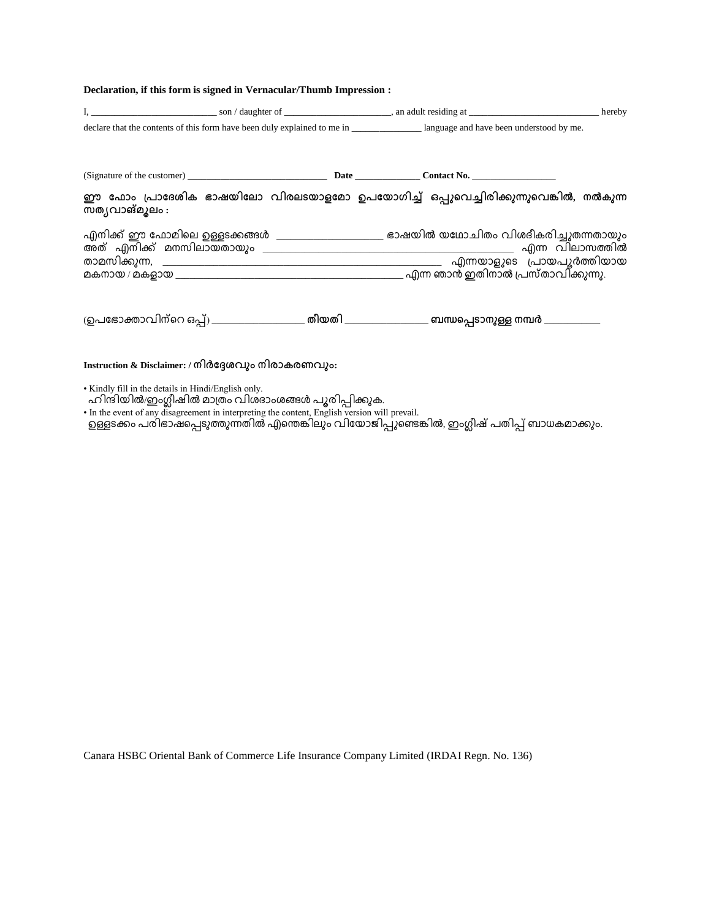**Declaration, if this form is signed in Vernacular/Thumb Impression :**

I, ___________________________ son / daughter of _______________________, an adult residing at ____________________________ hereby declare that the contents of this form have been duly explained to me in _______________ language and have been understood by me.

(Signature of the customer) ______________________________ **Date** ______________ **Contact No.** __________________

**ഈ ഫോം പ്രാദേശിക ഭാഷയിലോ വിരലടയാളമോ ഉപയോഗിച്ച് ഒപ്പുവെച്ചിരിക്കുന്നുവെങ്കിൽ, നൽകുന്ന സത്യവാങ്മൂലം :**

എനിക്ക് ഈ ഫോമിലെ ഉള്ളടക്കങ്ങൾ ____________________ ഭാഷയിൽ യഥോചിതം വിശദീകരിച്ചുതന്നതായും അത് എനിക്ക് മനസിലായതായും ________________________________________________ എന്ന വിലാസത്തിൽ താമസിക്കുന്ന, ______________________________________________________ എന്നയാളുടെ പ്രായപൂർത്തിയായ മകനായ / മകളായ ____________________________________________ എന്ന ഞാൻ ഇതിനാൽ പ്രസ്താവിക്കുന്നു.

(ഉപഭോക്താവിന്റെ ഒപ്പ്) __________________ **തീയതി** ________________ **ബന്ധപ്പെടാനുള്ള നമ്പർ** ___________

**Instruction & Disclaimer: / നിർദ്ദേശവും നിരാകരണവും:**

- Kindly fill in the details in Hindi/English only.
  ഹിന്ദിയിൽ/ഇംഗ്ലീഷിൽ മാത്രം വിശദാംശങ്ങൾ പൂരിപ്പിക്കുക.
- In the event of any disagreement in interpreting the content, English version will prevail.
  ഉള്ളടക്കം പരിഭാഷപ്പെടുത്തുന്നതിൽ എന്തെങ്കിലും വിയോജിപ്പുണ്ടെങ്കിൽ, ഇംഗ്ലീഷ് പതിപ്പ് ബാധകമാക്കും.

Canara HSBC Oriental Bank of Commerce Life Insurance Company Limited (IRDAI Regn. No. 136)